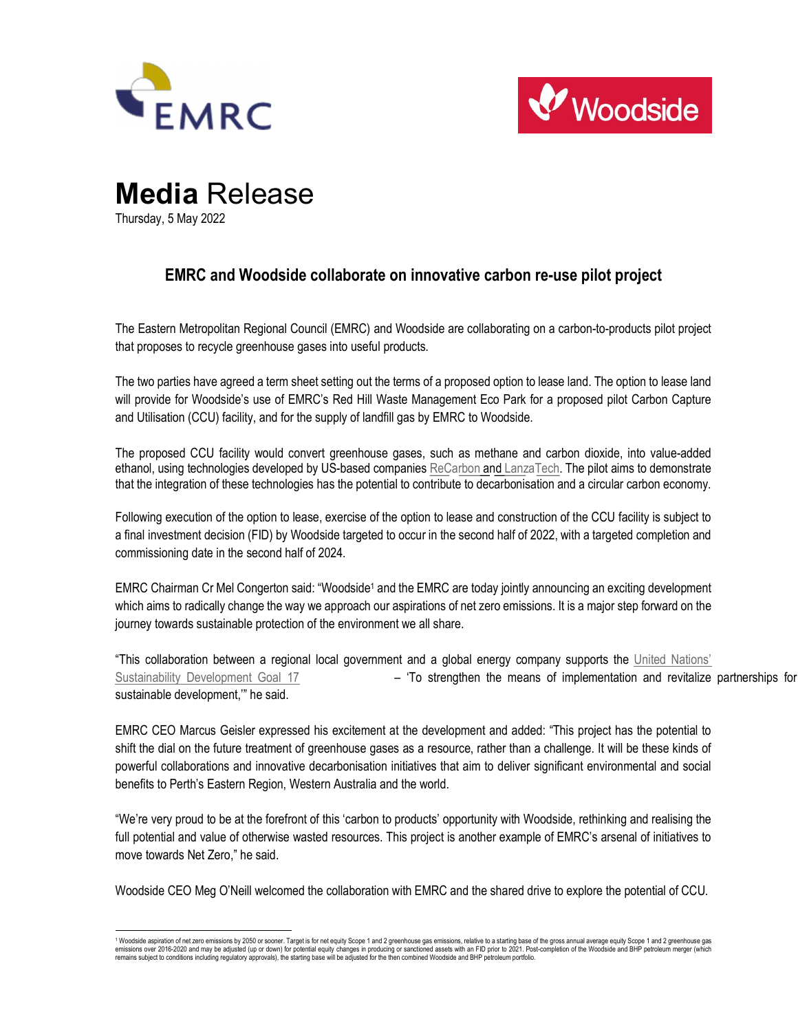# **Media** Release

Thursday, 5 May 2022

## EMRC and Woodside collaborate on innovative carbon re-use pilot project

The Eastern Metropolitan Regional Council (EMRC) and Woodside are collaborating on a carbon-to-products pilot project that proposes to recycle greenhouse gases into useful products.

The two parties have agreed a term sheet setting out the terms of a proposed option to lease land. The option to lease land will provide for Woodside's use of EMRC's Red Hill Waste Management Eco Park for a proposed pilot Carbon Capture and Utilisation (CCU) facility, and for the supply of landfill gas by EMRC to Woodside.

The proposed CCU facility would convert greenhouse gases, such as methane and carbon dioxide, into value-added ethanol, using technologies developed by US-based companies ReCarbon and LanzaTech. The pilot aims to demonstrate that the integration of these technologies has the potential to contribute to decarbonisation and a circular carbon economy.

Following execution of the option to lease, exercise of the option to lease and construction of the CCU facility is subject to a final investment decision (FID) by Woodside targeted to occur in the second half of 2022, with a targeted completion and commissioning date in the second half of 2024.

EMRC Chairman Cr Mel Congerton said: "Woodside[1] and the EMRC are today jointly announcing an exciting development which aims to radically change the way we approach our aspirations of net zero emissions. It is a major step forward on the journey towards sustainable protection of the environment we all share.

"This collaboration between a regional local government and a global energy company supports the United Nations' Sustainability Development Goal 17 – 'To strengthen the means of implementation and revitalize partnerships for sustainable development,'" he said.

EMRC CEO Marcus Geisler expressed his excitement at the development and added: "This project has the potential to shift the dial on the future treatment of greenhouse gases as a resource, rather than a challenge. It will be these kinds of powerful collaborations and innovative decarbonisation initiatives that aim to deliver significant environmental and social benefits to Perth's Eastern Region, Western Australia and the world.

"We're very proud to be at the forefront of this 'carbon to products' opportunity with Woodside, rethinking and realising the full potential and value of otherwise wasted resources. This project is another example of EMRC's arsenal of initiatives to move towards Net Zero," he said.

Woodside CEO Meg O'Neill welcomed the collaboration with EMRC and the shared drive to explore the potential of CCU.

---

[1] Woodside aspiration of net zero emissions by 2050 or sooner. Target is for net equity Scope 1 and 2 greenhouse gas emissions, relative to a starting base of the gross annual average equity Scope 1 and 2 greenhouse gas emissions over 2016-2020 and may be adjusted (up or down) for potential equity changes in producing or sanctioned assets with an FID prior to 2021. Post-completion of the Woodside and BHP petroleum merger (which remains subject to conditions including regulatory approvals), the starting base will be adjusted for the then combined Woodside and BHP petroleum portfolio.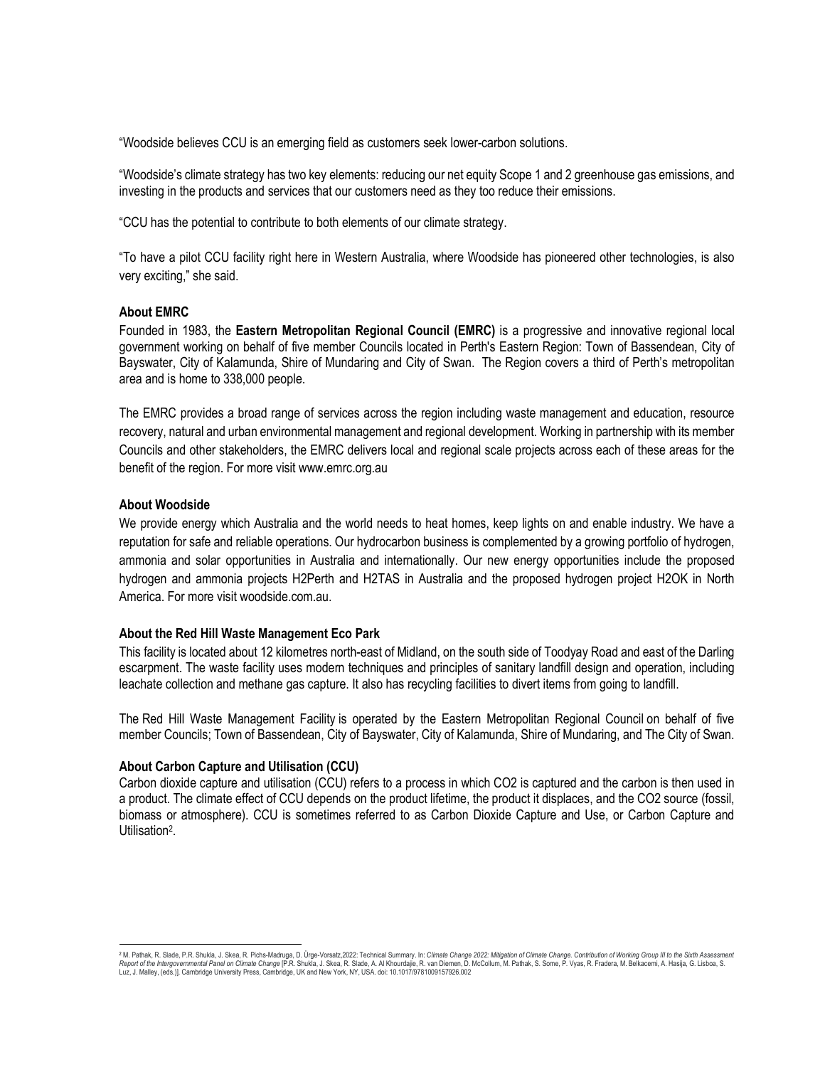"Woodside believes CCU is an emerging field as customers seek lower-carbon solutions.

"Woodside's climate strategy has two key elements: reducing our net equity Scope 1 and 2 greenhouse gas emissions, and investing in the products and services that our customers need as they too reduce their emissions.

"CCU has the potential to contribute to both elements of our climate strategy.

"To have a pilot CCU facility right here in Western Australia, where Woodside has pioneered other technologies, is also very exciting," she said.

**About EMRC**

Founded in 1983, the **Eastern Metropolitan Regional Council (EMRC)** is a progressive and innovative regional local government working on behalf of five member Councils located in Perth's Eastern Region: Town of Bassendean, City of Bayswater, City of Kalamunda, Shire of Mundaring and City of Swan. The Region covers a third of Perth's metropolitan area and is home to 338,000 people.

The EMRC provides a broad range of services across the region including waste management and education, resource recovery, natural and urban environmental management and regional development. Working in partnership with its member Councils and other stakeholders, the EMRC delivers local and regional scale projects across each of these areas for the benefit of the region. For more visit www.emrc.org.au

**About Woodside**

We provide energy which Australia and the world needs to heat homes, keep lights on and enable industry. We have a reputation for safe and reliable operations. Our hydrocarbon business is complemented by a growing portfolio of hydrogen, ammonia and solar opportunities in Australia and internationally. Our new energy opportunities include the proposed hydrogen and ammonia projects H2Perth and H2TAS in Australia and the proposed hydrogen project H2OK in North America. For more visit woodside.com.au.

**About the Red Hill Waste Management Eco Park**

This facility is located about 12 kilometres north-east of Midland, on the south side of Toodyay Road and east of the Darling escarpment. The waste facility uses modern techniques and principles of sanitary landfill design and operation, including leachate collection and methane gas capture. It also has recycling facilities to divert items from going to landfill.

The Red Hill Waste Management Facility is operated by the Eastern Metropolitan Regional Council on behalf of five member Councils; Town of Bassendean, City of Bayswater, City of Kalamunda, Shire of Mundaring, and The City of Swan.

**About Carbon Capture and Utilisation (CCU)**

Carbon dioxide capture and utilisation (CCU) refers to a process in which CO2 is captured and the carbon is then used in a product. The climate effect of CCU depends on the product lifetime, the product it displaces, and the CO2 source (fossil, biomass or atmosphere). CCU is sometimes referred to as Carbon Dioxide Capture and Use, or Carbon Capture and Utilisation[2].

[2] M. Pathak, R. Slade, P.R. Shukla, J. Skea, R. Pichs-Madruga, D. Ürge-Vorsatz,2022: Technical Summary. In: *Climate Change 2022: Mitigation of Climate Change. Contribution of Working Group III to the Sixth Assessment Report of the Intergovernmental Panel on Climate Change* [P.R. Shukla, J. Skea, R. Slade, A. Al Khourdajie, R. van Diemen, D. McCollum, M. Pathak, S. Some, P. Vyas, R. Fradera, M. Belkacemi, A. Hasija, G. Lisboa, S. Luz, J. Malley, (eds.)]. Cambridge University Press, Cambridge, UK and New York, NY, USA. doi: 10.1017/9781009157926.002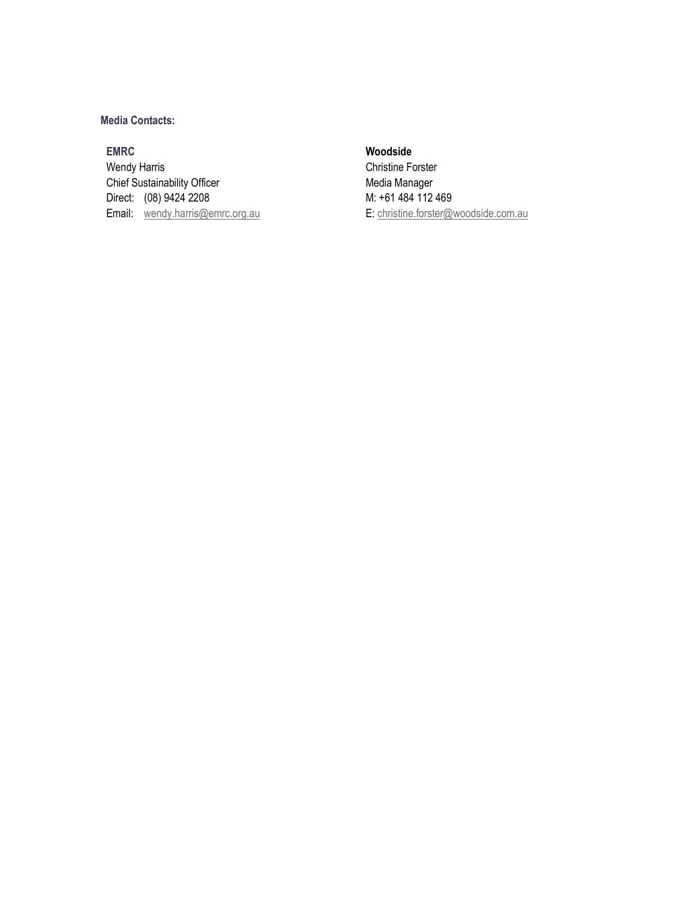**Media Contacts:**

**EMRC**
Wendy Harris
Chief Sustainability Officer
Direct: (08) 9424 2208
Email: wendy.harris@emrc.org.au

**Woodside**
Christine Forster
Media Manager
M: +61 484 112 469
E: christine.forster@woodside.com.au